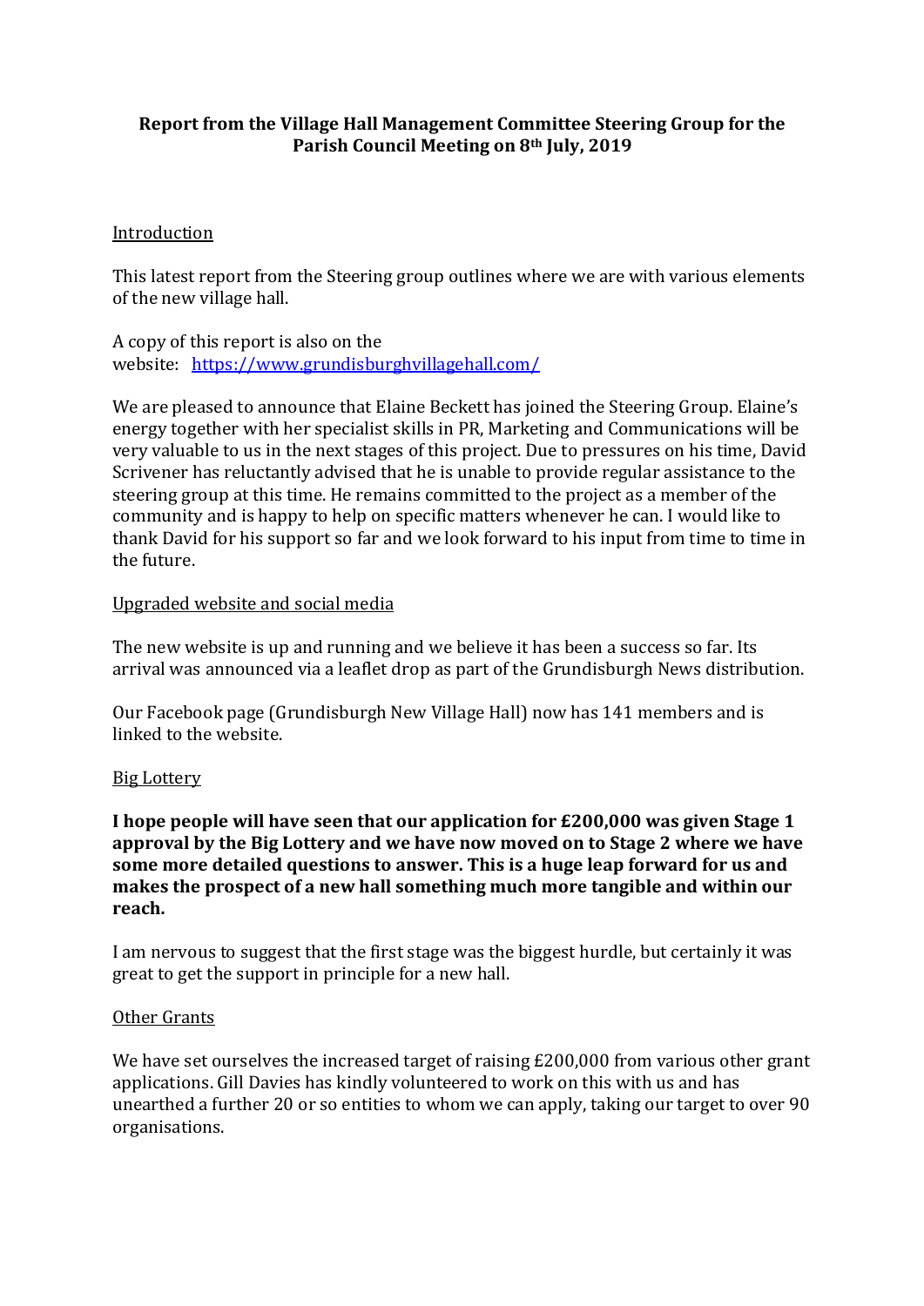**Report from the Village Hall Management Committee Steering Group for the Parish Council Meeting on 8th July, 2019**

Introduction

This latest report from the Steering group outlines where we are with various elements of the new village hall.

A copy of this report is also on the website: https://www.grundisburghvillagehall.com/

We are pleased to announce that Elaine Beckett has joined the Steering Group. Elaine's energy together with her specialist skills in PR, Marketing and Communications will be very valuable to us in the next stages of this project. Due to pressures on his time, David Scrivener has reluctantly advised that he is unable to provide regular assistance to the steering group at this time. He remains committed to the project as a member of the community and is happy to help on specific matters whenever he can. I would like to thank David for his support so far and we look forward to his input from time to time in the future.

Upgraded website and social media

The new website is up and running and we believe it has been a success so far. Its arrival was announced via a leaflet drop as part of the Grundisburgh News distribution.

Our Facebook page (Grundisburgh New Village Hall) now has 141 members and is linked to the website.

Big Lottery

**I hope people will have seen that our application for £200,000 was given Stage 1 approval by the Big Lottery and we have now moved on to Stage 2 where we have some more detailed questions to answer. This is a huge leap forward for us and makes the prospect of a new hall something much more tangible and within our reach.**

I am nervous to suggest that the first stage was the biggest hurdle, but certainly it was great to get the support in principle for a new hall.

Other Grants

We have set ourselves the increased target of raising £200,000 from various other grant applications. Gill Davies has kindly volunteered to work on this with us and has unearthed a further 20 or so entities to whom we can apply, taking our target to over 90 organisations.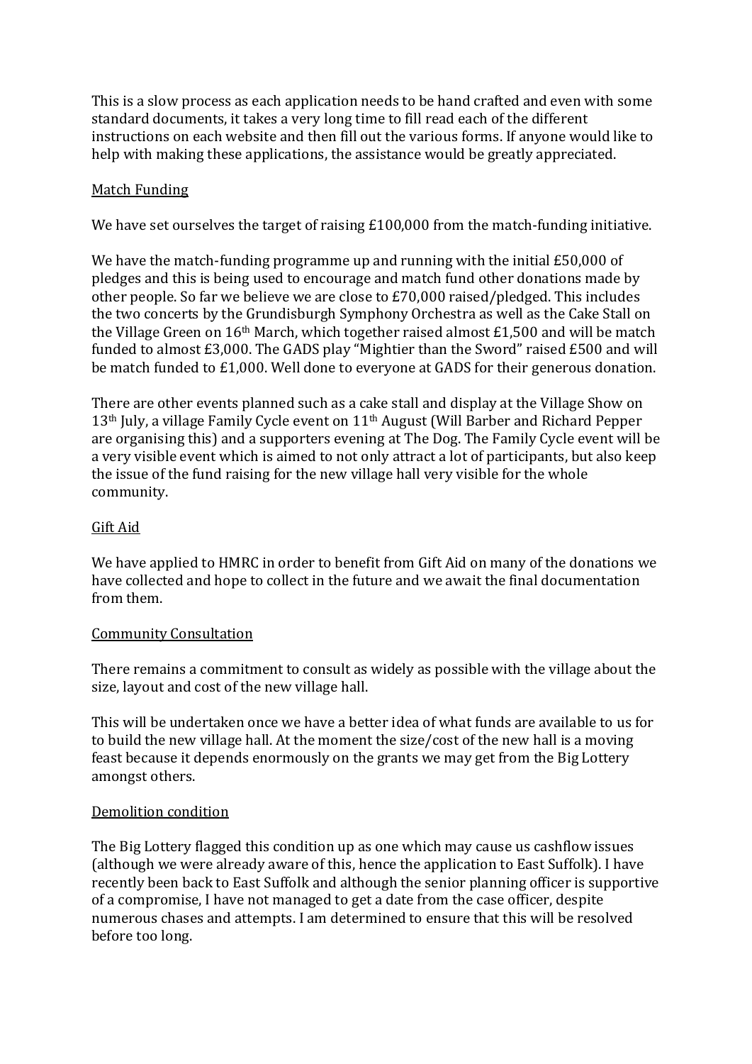This is a slow process as each application needs to be hand crafted and even with some standard documents, it takes a very long time to fill read each of the different instructions on each website and then fill out the various forms. If anyone would like to help with making these applications, the assistance would be greatly appreciated.

<u>Match Funding</u>

We have set ourselves the target of raising £100,000 from the match-funding initiative.

We have the match-funding programme up and running with the initial £50,000 of pledges and this is being used to encourage and match fund other donations made by other people. So far we believe we are close to £70,000 raised/pledged. This includes the two concerts by the Grundisburgh Symphony Orchestra as well as the Cake Stall on the Village Green on 16th March, which together raised almost £1,500 and will be match funded to almost £3,000. The GADS play "Mightier than the Sword" raised £500 and will be match funded to £1,000. Well done to everyone at GADS for their generous donation.

There are other events planned such as a cake stall and display at the Village Show on 13th July, a village Family Cycle event on 11th August (Will Barber and Richard Pepper are organising this) and a supporters evening at The Dog. The Family Cycle event will be a very visible event which is aimed to not only attract a lot of participants, but also keep the issue of the fund raising for the new village hall very visible for the whole community.

<u>Gift Aid</u>

We have applied to HMRC in order to benefit from Gift Aid on many of the donations we have collected and hope to collect in the future and we await the final documentation from them.

<u>Community Consultation</u>

There remains a commitment to consult as widely as possible with the village about the size, layout and cost of the new village hall.

This will be undertaken once we have a better idea of what funds are available to us for to build the new village hall. At the moment the size/cost of the new hall is a moving feast because it depends enormously on the grants we may get from the Big Lottery amongst others.

<u>Demolition condition</u>

The Big Lottery flagged this condition up as one which may cause us cashflow issues (although we were already aware of this, hence the application to East Suffolk). I have recently been back to East Suffolk and although the senior planning officer is supportive of a compromise, I have not managed to get a date from the case officer, despite numerous chases and attempts. I am determined to ensure that this will be resolved before too long.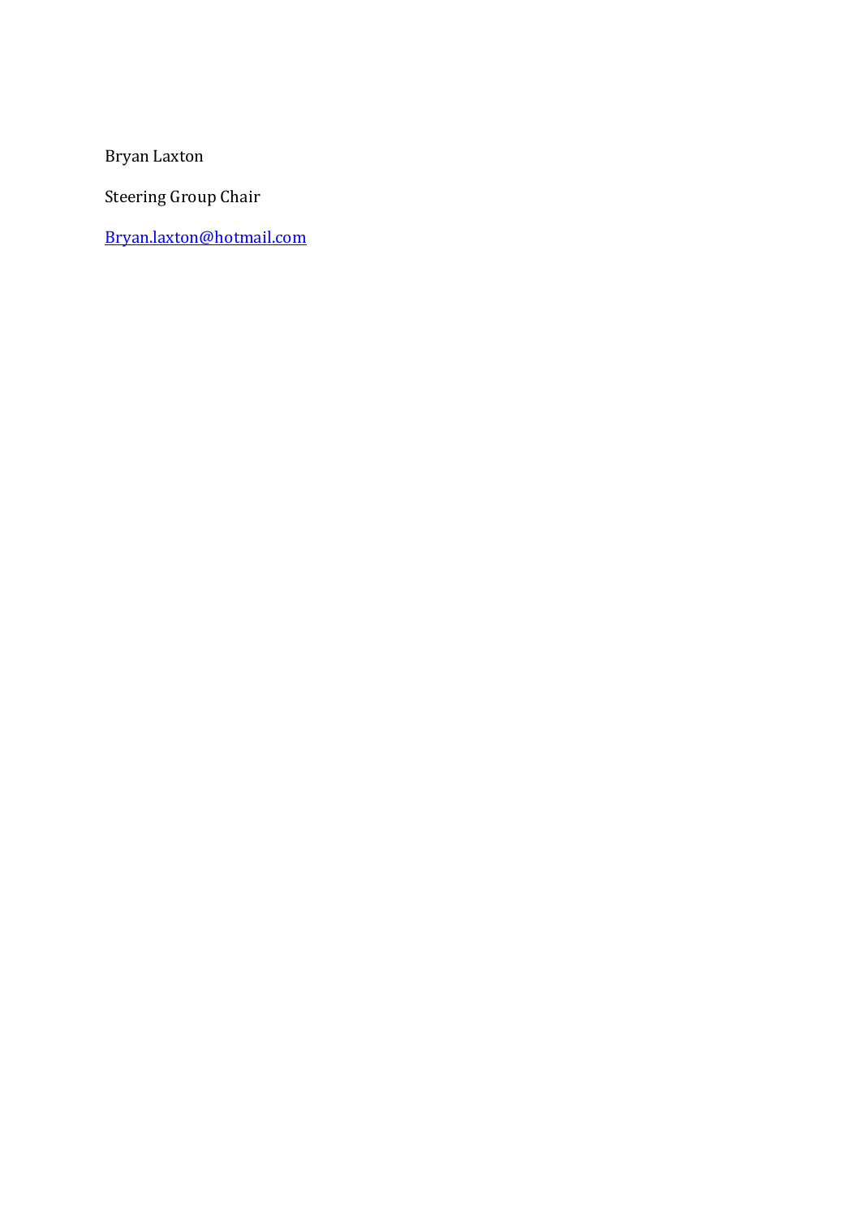Bryan Laxton

Steering Group Chair

Bryan.laxton@hotmail.com